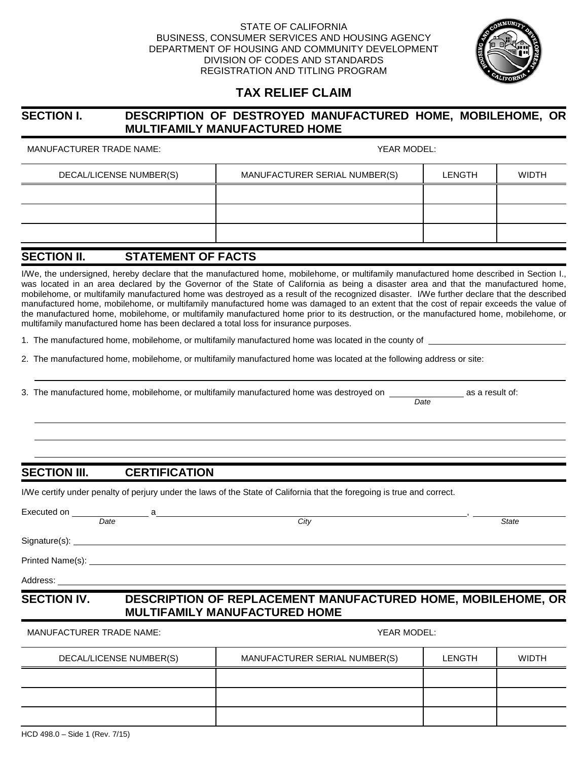STATE OF CALIFORNIA
BUSINESS, CONSUMER SERVICES AND HOUSING AGENCY
DEPARTMENT OF HOUSING AND COMMUNITY DEVELOPMENT
DIVISION OF CODES AND STANDARDS
REGISTRATION AND TITLING PROGRAM

# TAX RELIEF CLAIM

## SECTION I. DESCRIPTION OF DESTROYED MANUFACTURED HOME, MOBILEHOME, OR MULTIFAMILY MANUFACTURED HOME

MANUFACTURER TRADE NAME: YEAR MODEL:

| DECAL/LICENSE NUMBER(S) | MANUFACTURER SERIAL NUMBER(S) | LENGTH | WIDTH |
|---|---|---|---|
| | | | |
| | | | |
| | | | |

## SECTION II. STATEMENT OF FACTS

I/We, the undersigned, hereby declare that the manufactured home, mobilehome, or multifamily manufactured home described in Section I., was located in an area declared by the Governor of the State of California as being a disaster area and that the manufactured home, mobilehome, or multifamily manufactured home was destroyed as a result of the recognized disaster. I/We further declare that the described manufactured home, mobilehome, or multifamily manufactured home was damaged to an extent that the cost of repair exceeds the value of the manufactured home, mobilehome, or multifamily manufactured home prior to its destruction, or the manufactured home, mobilehome, or multifamily manufactured home has been declared a total loss for insurance purposes.

1. The manufactured home, mobilehome, or multifamily manufactured home was located in the county of ____________________

2. The manufactured home, mobilehome, or multifamily manufactured home was located at the following address or site:

____________________

3. The manufactured home, mobilehome, or multifamily manufactured home was destroyed on ____________ (*Date*) as a result of:

____________________

____________________

____________________

## SECTION III. CERTIFICATION

I/We certify under penalty of perjury under the laws of the State of California that the foregoing is true and correct.

Executed on ____________ (*Date*) a ____________________ (*City*), ____________ (*State*)

Signature(s): ____________________

Printed Name(s): ____________________

Address: ____________________

## SECTION IV. DESCRIPTION OF REPLACEMENT MANUFACTURED HOME, MOBILEHOME, OR MULTIFAMILY MANUFACTURED HOME

MANUFACTURER TRADE NAME: YEAR MODEL:

| DECAL/LICENSE NUMBER(S) | MANUFACTURER SERIAL NUMBER(S) | LENGTH | WIDTH |
|---|---|---|---|
| | | | |
| | | | |
| | | | |

HCD 498.0 – Side 1 (Rev. 7/15)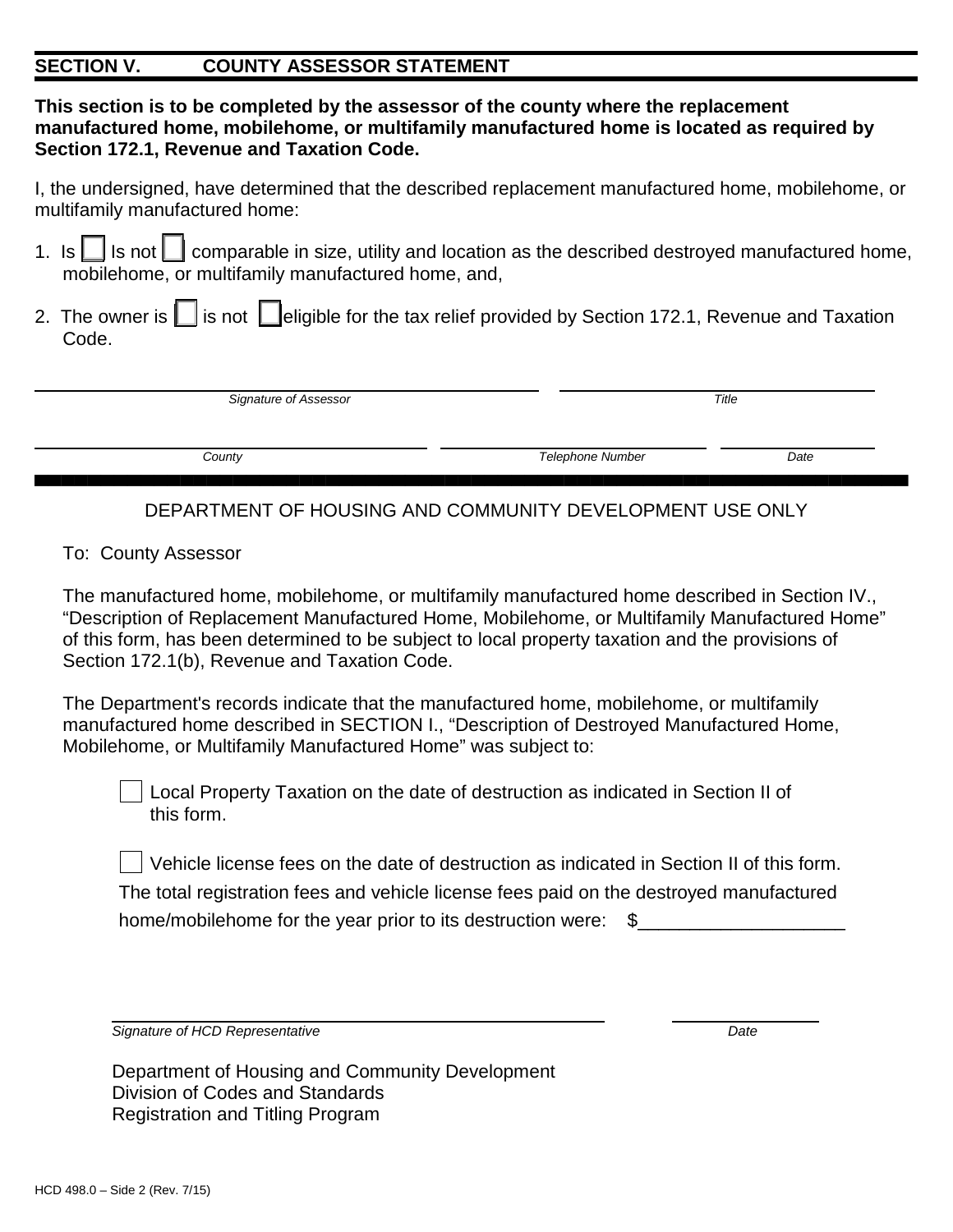## SECTION V. COUNTY ASSESSOR STATEMENT

**This section is to be completed by the assessor of the county where the replacement manufactured home, mobilehome, or multifamily manufactured home is located as required by Section 172.1, Revenue and Taxation Code.**

I, the undersigned, have determined that the described replacement manufactured home, mobilehome, or multifamily manufactured home:

1. Is ☐ Is not ☐ comparable in size, utility and location as the described destroyed manufactured home, mobilehome, or multifamily manufactured home, and,

2. The owner is ☐ is not ☐ eligible for the tax relief provided by Section 172.1, Revenue and Taxation Code.

| | |
|---|---|
| *Signature of Assessor* | *Title* |

| | | |
|---|---|---|
| *County* | *Telephone Number* | *Date* |

DEPARTMENT OF HOUSING AND COMMUNITY DEVELOPMENT USE ONLY

To: County Assessor

The manufactured home, mobilehome, or multifamily manufactured home described in Section IV., "Description of Replacement Manufactured Home, Mobilehome, or Multifamily Manufactured Home" of this form, has been determined to be subject to local property taxation and the provisions of Section 172.1(b), Revenue and Taxation Code.

The Department's records indicate that the manufactured home, mobilehome, or multifamily manufactured home described in SECTION I., "Description of Destroyed Manufactured Home, Mobilehome, or Multifamily Manufactured Home" was subject to:

☐ Local Property Taxation on the date of destruction as indicated in Section II of this form.

☐ Vehicle license fees on the date of destruction as indicated in Section II of this form.

The total registration fees and vehicle license fees paid on the destroyed manufactured home/mobilehome for the year prior to its destruction were: $____________________

| | |
|---|---|
| *Signature of HCD Representative* | *Date* |

Department of Housing and Community Development
Division of Codes and Standards
Registration and Titling Program

HCD 498.0 – Side 2 (Rev. 7/15)